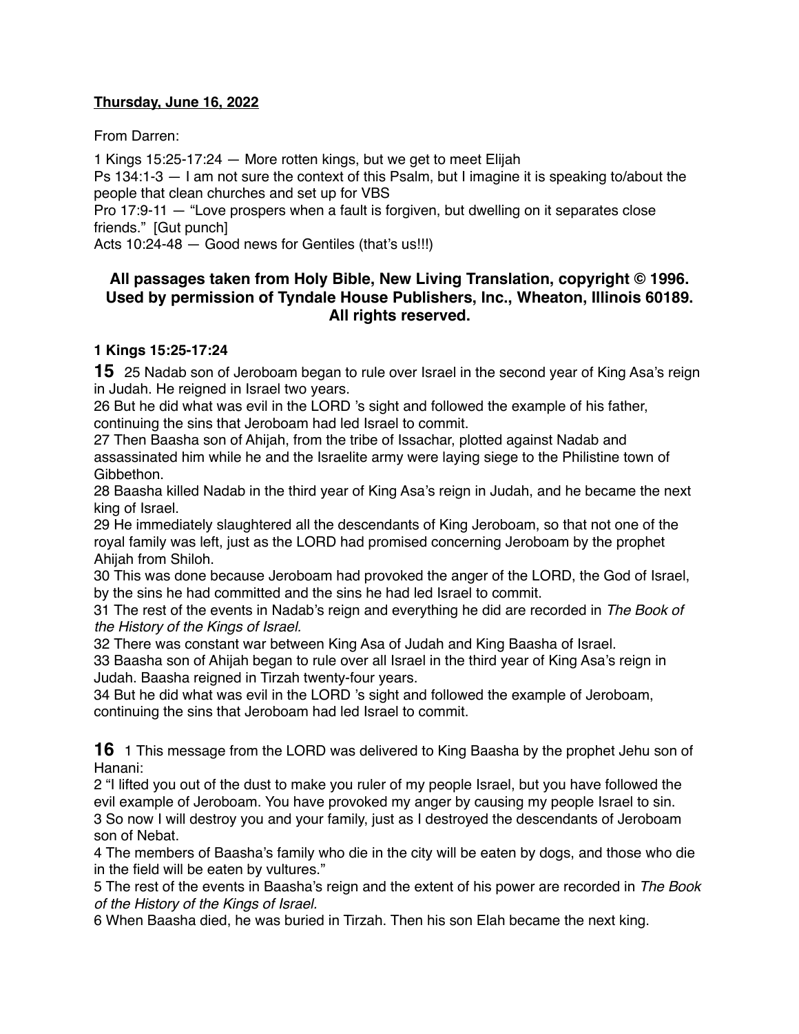**Thursday, June 16, 2022**

From Darren:

1 Kings 15:25-17:24 — More rotten kings, but we get to meet Elijah
Ps 134:1-3 — I am not sure the context of this Psalm, but I imagine it is speaking to/about the people that clean churches and set up for VBS
Pro 17:9-11 — "Love prospers when a fault is forgiven, but dwelling on it separates close friends." [Gut punch]
Acts 10:24-48 — Good news for Gentiles (that's us!!!)

**All passages taken from Holy Bible, New Living Translation, copyright © 1996. Used by permission of Tyndale House Publishers, Inc., Wheaton, Illinois 60189. All rights reserved.**

**1 Kings 15:25-17:24**

**15** 25 Nadab son of Jeroboam began to rule over Israel in the second year of King Asa's reign in Judah. He reigned in Israel two years.
26 But he did what was evil in the LORD 's sight and followed the example of his father, continuing the sins that Jeroboam had led Israel to commit.
27 Then Baasha son of Ahijah, from the tribe of Issachar, plotted against Nadab and assassinated him while he and the Israelite army were laying siege to the Philistine town of Gibbethon.
28 Baasha killed Nadab in the third year of King Asa's reign in Judah, and he became the next king of Israel.
29 He immediately slaughtered all the descendants of King Jeroboam, so that not one of the royal family was left, just as the LORD had promised concerning Jeroboam by the prophet Ahijah from Shiloh.
30 This was done because Jeroboam had provoked the anger of the LORD, the God of Israel, by the sins he had committed and the sins he had led Israel to commit.
31 The rest of the events in Nadab's reign and everything he did are recorded in *The Book of the History of the Kings of Israel.*
32 There was constant war between King Asa of Judah and King Baasha of Israel.
33 Baasha son of Ahijah began to rule over all Israel in the third year of King Asa's reign in Judah. Baasha reigned in Tirzah twenty-four years.
34 But he did what was evil in the LORD 's sight and followed the example of Jeroboam, continuing the sins that Jeroboam had led Israel to commit.

**16** 1 This message from the LORD was delivered to King Baasha by the prophet Jehu son of Hanani:
2 "I lifted you out of the dust to make you ruler of my people Israel, but you have followed the evil example of Jeroboam. You have provoked my anger by causing my people Israel to sin.
3 So now I will destroy you and your family, just as I destroyed the descendants of Jeroboam son of Nebat.
4 The members of Baasha's family who die in the city will be eaten by dogs, and those who die in the field will be eaten by vultures."
5 The rest of the events in Baasha's reign and the extent of his power are recorded in *The Book of the History of the Kings of Israel.*
6 When Baasha died, he was buried in Tirzah. Then his son Elah became the next king.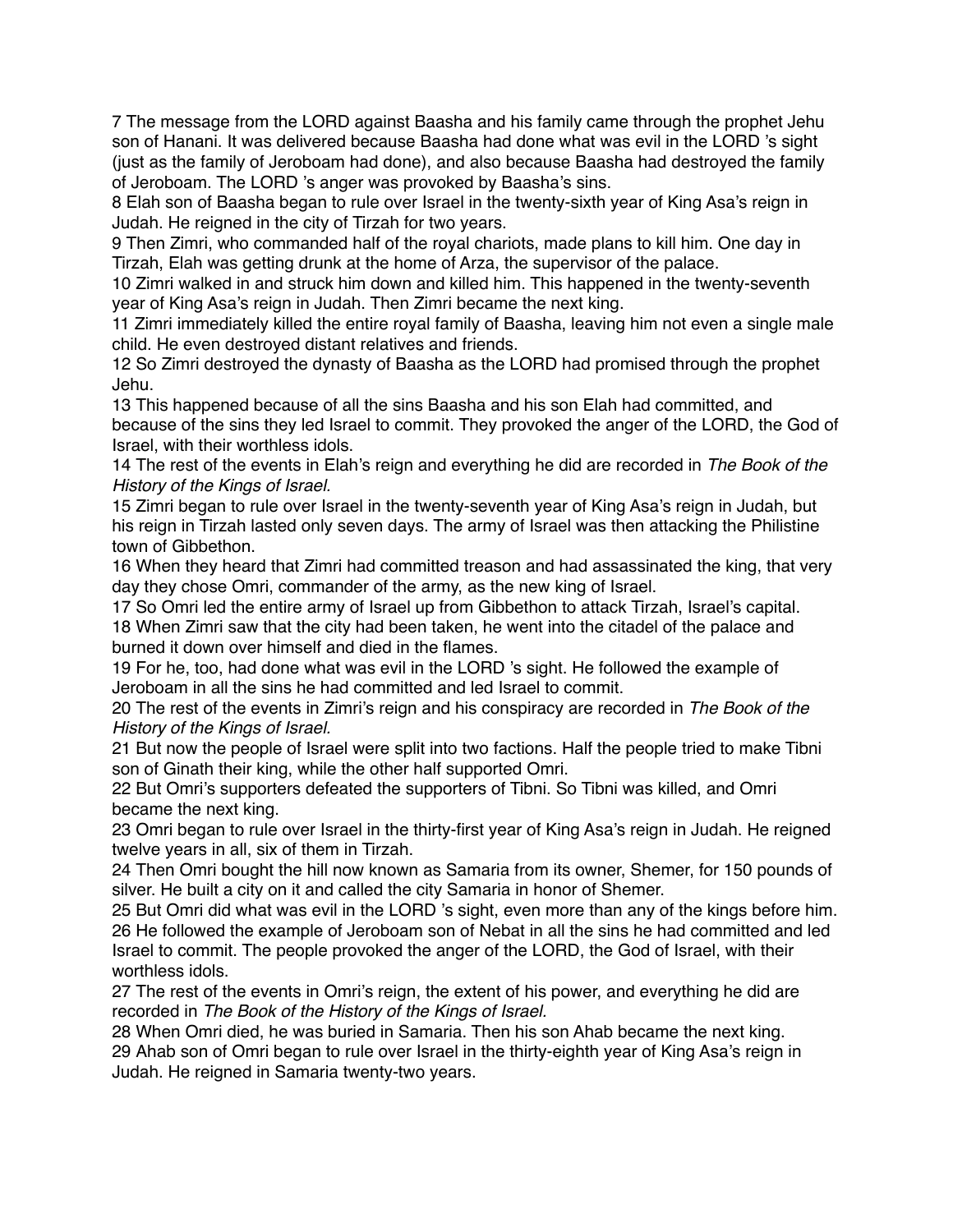7 The message from the LORD against Baasha and his family came through the prophet Jehu son of Hanani. It was delivered because Baasha had done what was evil in the LORD 's sight (just as the family of Jeroboam had done), and also because Baasha had destroyed the family of Jeroboam. The LORD 's anger was provoked by Baasha's sins.
8 Elah son of Baasha began to rule over Israel in the twenty-sixth year of King Asa's reign in Judah. He reigned in the city of Tirzah for two years.
9 Then Zimri, who commanded half of the royal chariots, made plans to kill him. One day in Tirzah, Elah was getting drunk at the home of Arza, the supervisor of the palace.
10 Zimri walked in and struck him down and killed him. This happened in the twenty-seventh year of King Asa's reign in Judah. Then Zimri became the next king.
11 Zimri immediately killed the entire royal family of Baasha, leaving him not even a single male child. He even destroyed distant relatives and friends.
12 So Zimri destroyed the dynasty of Baasha as the LORD had promised through the prophet Jehu.
13 This happened because of all the sins Baasha and his son Elah had committed, and because of the sins they led Israel to commit. They provoked the anger of the LORD, the God of Israel, with their worthless idols.
14 The rest of the events in Elah's reign and everything he did are recorded in *The Book of the History of the Kings of Israel.*
15 Zimri began to rule over Israel in the twenty-seventh year of King Asa's reign in Judah, but his reign in Tirzah lasted only seven days. The army of Israel was then attacking the Philistine town of Gibbethon.
16 When they heard that Zimri had committed treason and had assassinated the king, that very day they chose Omri, commander of the army, as the new king of Israel.
17 So Omri led the entire army of Israel up from Gibbethon to attack Tirzah, Israel's capital.
18 When Zimri saw that the city had been taken, he went into the citadel of the palace and burned it down over himself and died in the flames.
19 For he, too, had done what was evil in the LORD 's sight. He followed the example of Jeroboam in all the sins he had committed and led Israel to commit.
20 The rest of the events in Zimri's reign and his conspiracy are recorded in *The Book of the History of the Kings of Israel.*
21 But now the people of Israel were split into two factions. Half the people tried to make Tibni son of Ginath their king, while the other half supported Omri.
22 But Omri's supporters defeated the supporters of Tibni. So Tibni was killed, and Omri became the next king.
23 Omri began to rule over Israel in the thirty-first year of King Asa's reign in Judah. He reigned twelve years in all, six of them in Tirzah.
24 Then Omri bought the hill now known as Samaria from its owner, Shemer, for 150 pounds of silver. He built a city on it and called the city Samaria in honor of Shemer.
25 But Omri did what was evil in the LORD 's sight, even more than any of the kings before him.
26 He followed the example of Jeroboam son of Nebat in all the sins he had committed and led Israel to commit. The people provoked the anger of the LORD, the God of Israel, with their worthless idols.
27 The rest of the events in Omri's reign, the extent of his power, and everything he did are recorded in *The Book of the History of the Kings of Israel.*
28 When Omri died, he was buried in Samaria. Then his son Ahab became the next king.
29 Ahab son of Omri began to rule over Israel in the thirty-eighth year of King Asa's reign in Judah. He reigned in Samaria twenty-two years.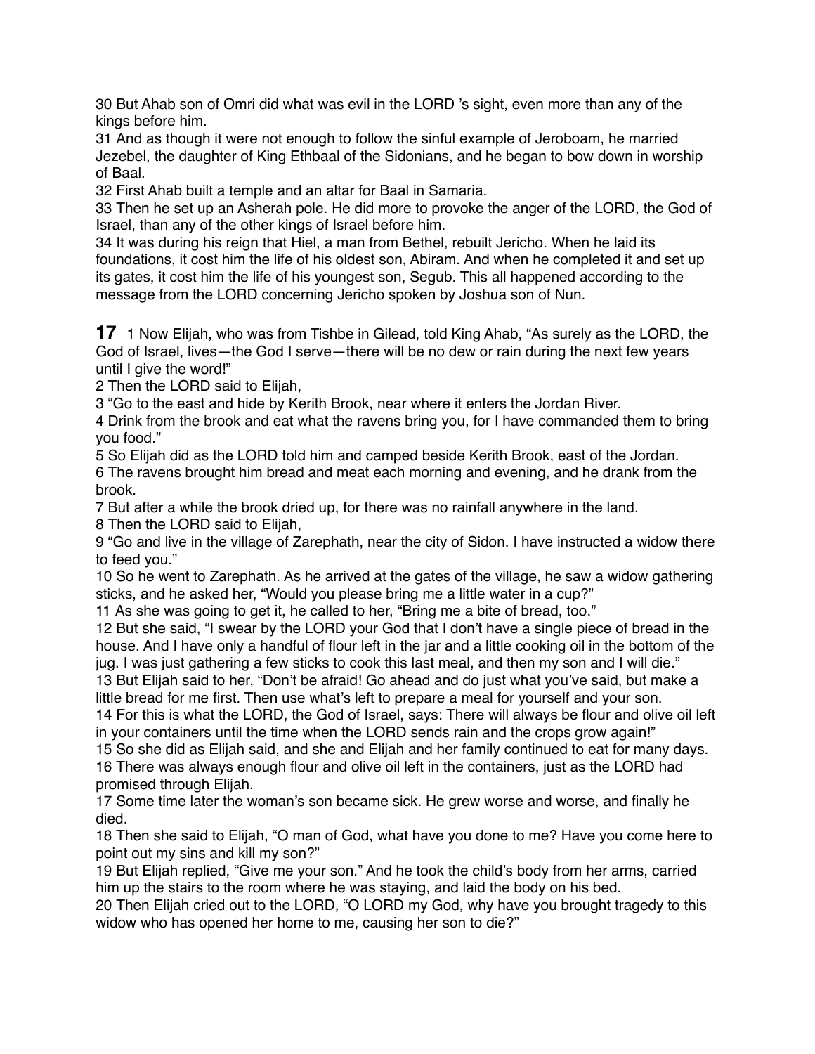30 But Ahab son of Omri did what was evil in the LORD ’s sight, even more than any of the kings before him.
31 And as though it were not enough to follow the sinful example of Jeroboam, he married Jezebel, the daughter of King Ethbaal of the Sidonians, and he began to bow down in worship of Baal.
32 First Ahab built a temple and an altar for Baal in Samaria.
33 Then he set up an Asherah pole. He did more to provoke the anger of the LORD, the God of Israel, than any of the other kings of Israel before him.
34 It was during his reign that Hiel, a man from Bethel, rebuilt Jericho. When he laid its foundations, it cost him the life of his oldest son, Abiram. And when he completed it and set up its gates, it cost him the life of his youngest son, Segub. This all happened according to the message from the LORD concerning Jericho spoken by Joshua son of Nun.

**17** 1 Now Elijah, who was from Tishbe in Gilead, told King Ahab, “As surely as the LORD, the God of Israel, lives—the God I serve—there will be no dew or rain during the next few years until I give the word!”
2 Then the LORD said to Elijah,
3 “Go to the east and hide by Kerith Brook, near where it enters the Jordan River.
4 Drink from the brook and eat what the ravens bring you, for I have commanded them to bring you food.”
5 So Elijah did as the LORD told him and camped beside Kerith Brook, east of the Jordan.
6 The ravens brought him bread and meat each morning and evening, and he drank from the brook.
7 But after a while the brook dried up, for there was no rainfall anywhere in the land.
8 Then the LORD said to Elijah,
9 “Go and live in the village of Zarephath, near the city of Sidon. I have instructed a widow there to feed you.”
10 So he went to Zarephath. As he arrived at the gates of the village, he saw a widow gathering sticks, and he asked her, “Would you please bring me a little water in a cup?”
11 As she was going to get it, he called to her, “Bring me a bite of bread, too.”
12 But she said, “I swear by the LORD your God that I don’t have a single piece of bread in the house. And I have only a handful of flour left in the jar and a little cooking oil in the bottom of the jug. I was just gathering a few sticks to cook this last meal, and then my son and I will die.”
13 But Elijah said to her, “Don’t be afraid! Go ahead and do just what you’ve said, but make a little bread for me first. Then use what’s left to prepare a meal for yourself and your son.
14 For this is what the LORD, the God of Israel, says: There will always be flour and olive oil left in your containers until the time when the LORD sends rain and the crops grow again!”
15 So she did as Elijah said, and she and Elijah and her family continued to eat for many days.
16 There was always enough flour and olive oil left in the containers, just as the LORD had promised through Elijah.
17 Some time later the woman’s son became sick. He grew worse and worse, and finally he died.
18 Then she said to Elijah, “O man of God, what have you done to me? Have you come here to point out my sins and kill my son?”
19 But Elijah replied, “Give me your son.” And he took the child’s body from her arms, carried him up the stairs to the room where he was staying, and laid the body on his bed.
20 Then Elijah cried out to the LORD, “O LORD my God, why have you brought tragedy to this widow who has opened her home to me, causing her son to die?”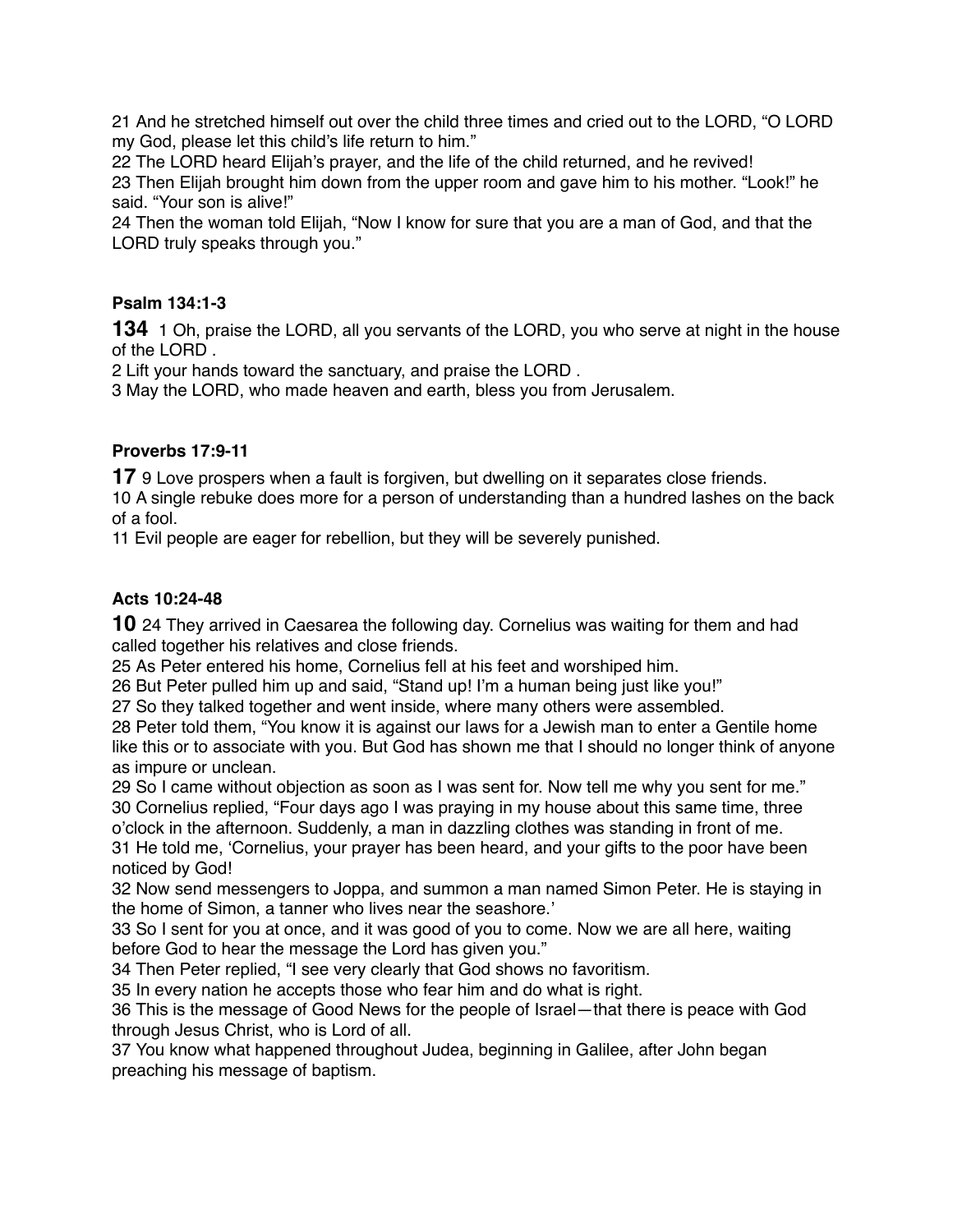21 And he stretched himself out over the child three times and cried out to the LORD, "O LORD my God, please let this child's life return to him."
22 The LORD heard Elijah's prayer, and the life of the child returned, and he revived!
23 Then Elijah brought him down from the upper room and gave him to his mother. "Look!" he said. "Your son is alive!"
24 Then the woman told Elijah, "Now I know for sure that you are a man of God, and that the LORD truly speaks through you."

**Psalm 134:1-3**

**134** 1 Oh, praise the LORD, all you servants of the LORD, you who serve at night in the house of the LORD .
2 Lift your hands toward the sanctuary, and praise the LORD .
3 May the LORD, who made heaven and earth, bless you from Jerusalem.

**Proverbs 17:9-11**

**17** 9 Love prospers when a fault is forgiven, but dwelling on it separates close friends.
10 A single rebuke does more for a person of understanding than a hundred lashes on the back of a fool.
11 Evil people are eager for rebellion, but they will be severely punished.

**Acts 10:24-48**

**10** 24 They arrived in Caesarea the following day. Cornelius was waiting for them and had called together his relatives and close friends.
25 As Peter entered his home, Cornelius fell at his feet and worshiped him.
26 But Peter pulled him up and said, "Stand up! I'm a human being just like you!"
27 So they talked together and went inside, where many others were assembled.
28 Peter told them, "You know it is against our laws for a Jewish man to enter a Gentile home like this or to associate with you. But God has shown me that I should no longer think of anyone as impure or unclean.
29 So I came without objection as soon as I was sent for. Now tell me why you sent for me."
30 Cornelius replied, "Four days ago I was praying in my house about this same time, three o'clock in the afternoon. Suddenly, a man in dazzling clothes was standing in front of me.
31 He told me, 'Cornelius, your prayer has been heard, and your gifts to the poor have been noticed by God!
32 Now send messengers to Joppa, and summon a man named Simon Peter. He is staying in the home of Simon, a tanner who lives near the seashore.'
33 So I sent for you at once, and it was good of you to come. Now we are all here, waiting before God to hear the message the Lord has given you."
34 Then Peter replied, "I see very clearly that God shows no favoritism.
35 In every nation he accepts those who fear him and do what is right.
36 This is the message of Good News for the people of Israel—that there is peace with God through Jesus Christ, who is Lord of all.
37 You know what happened throughout Judea, beginning in Galilee, after John began preaching his message of baptism.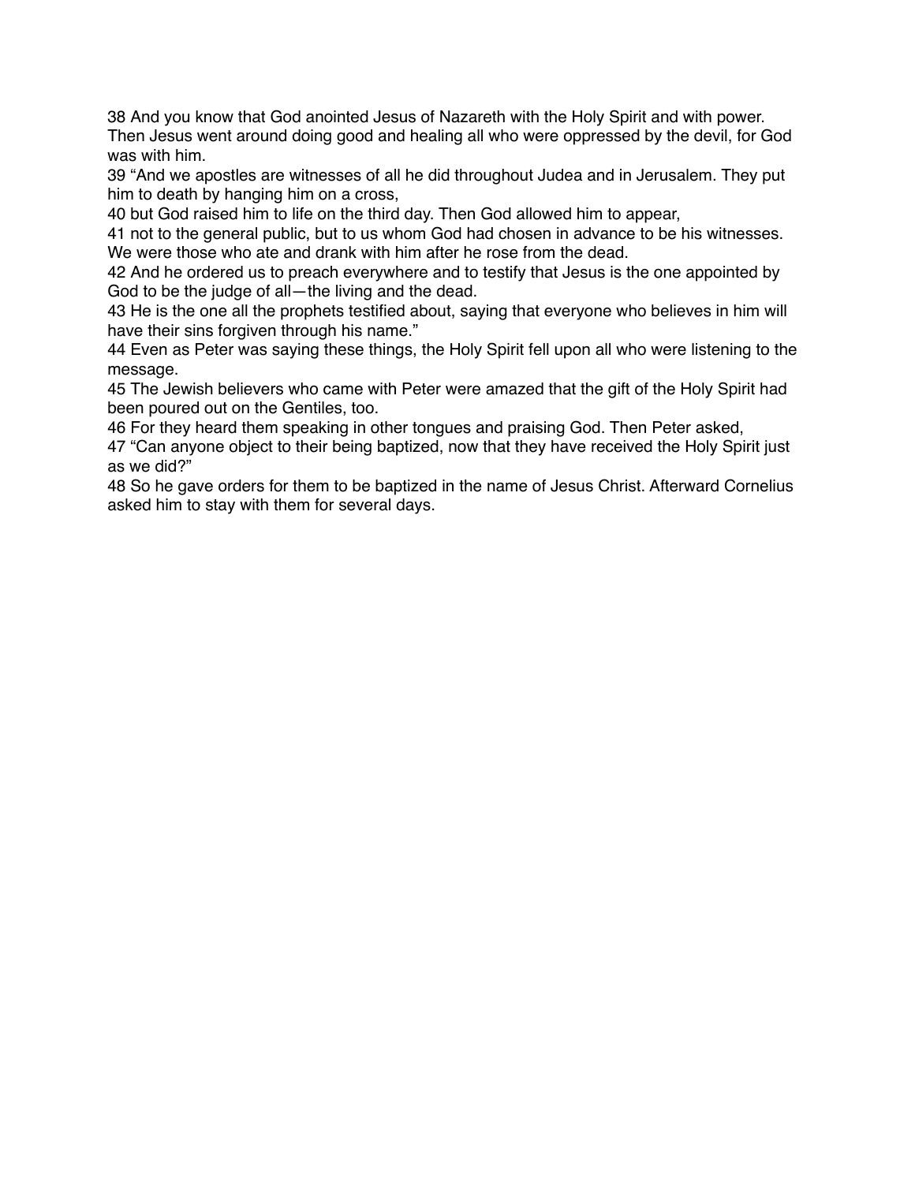38 And you know that God anointed Jesus of Nazareth with the Holy Spirit and with power. Then Jesus went around doing good and healing all who were oppressed by the devil, for God was with him.

39 "And we apostles are witnesses of all he did throughout Judea and in Jerusalem. They put him to death by hanging him on a cross,

40 but God raised him to life on the third day. Then God allowed him to appear,

41 not to the general public, but to us whom God had chosen in advance to be his witnesses. We were those who ate and drank with him after he rose from the dead.

42 And he ordered us to preach everywhere and to testify that Jesus is the one appointed by God to be the judge of all—the living and the dead.

43 He is the one all the prophets testified about, saying that everyone who believes in him will have their sins forgiven through his name."

44 Even as Peter was saying these things, the Holy Spirit fell upon all who were listening to the message.

45 The Jewish believers who came with Peter were amazed that the gift of the Holy Spirit had been poured out on the Gentiles, too.

46 For they heard them speaking in other tongues and praising God. Then Peter asked,

47 "Can anyone object to their being baptized, now that they have received the Holy Spirit just as we did?"

48 So he gave orders for them to be baptized in the name of Jesus Christ. Afterward Cornelius asked him to stay with them for several days.